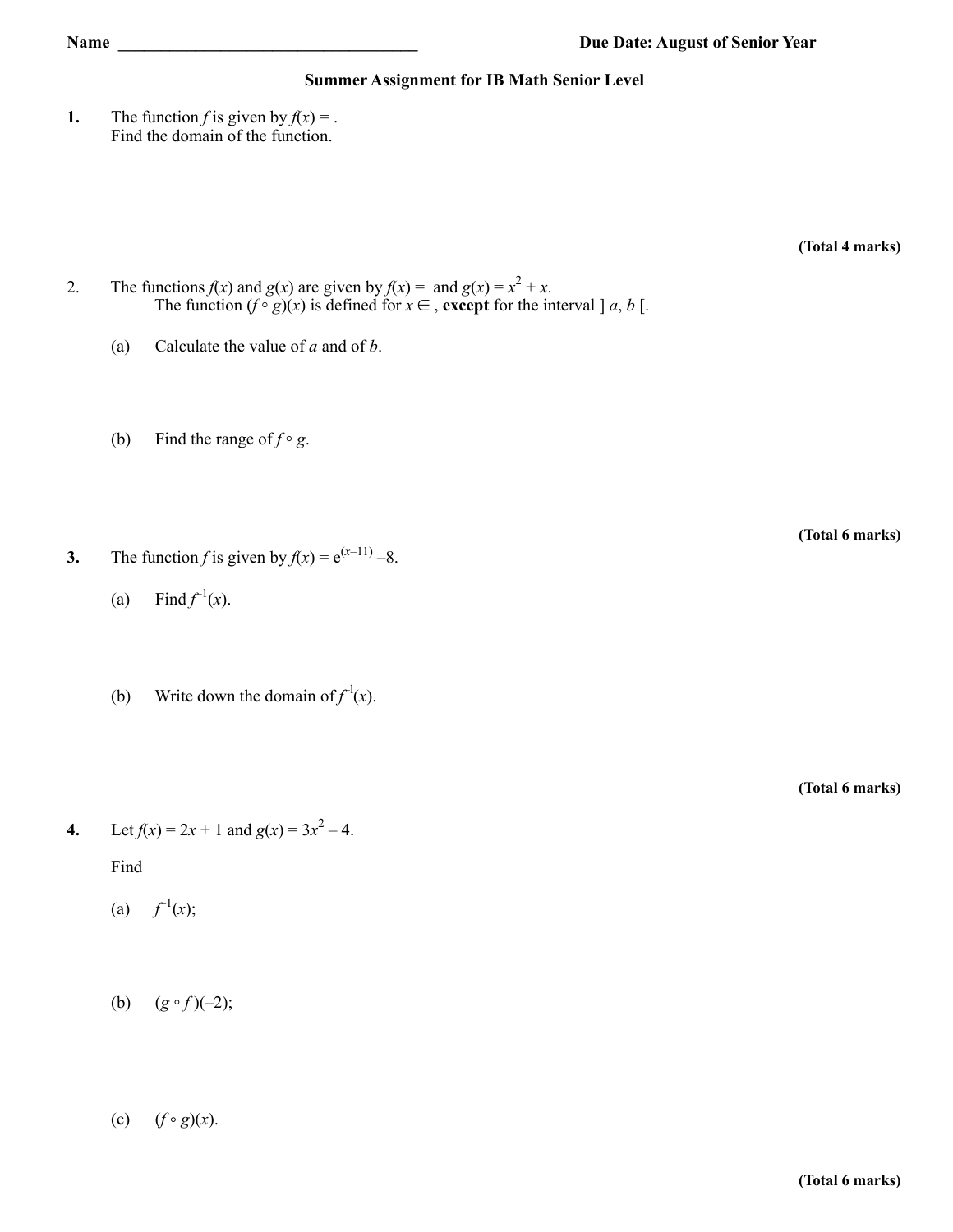**Name ___________________________________ Due Date: August of Senior Year**

**Summer Assignment for IB Math Senior Level**

**1.** The function $f$ is given by $f(x) =$ .
Find the domain of the function.

**(Total 4 marks)**

2. The functions $f(x)$ and $g(x)$ are given by $f(x) =$ and $g(x) = x^2 + x$.
The function $(f \circ g)(x)$ is defined for $x \in$ , **except** for the interval ] $a$, $b$ [.

(a) Calculate the value of $a$ and of $b$.

(b) Find the range of $f \circ g$.

**(Total 6 marks)**

**3.** The function $f$ is given by $f(x) = e^{(x-11)} - 8$.

(a) Find $f^{-1}(x)$.

(b) Write down the domain of $f^{-1}(x)$.

**(Total 6 marks)**

**4.** Let $f(x) = 2x + 1$ and $g(x) = 3x^2 - 4$.

Find

(a) $f^{-1}(x)$;

(b) $(g \circ f)(-2)$;

(c) $(f \circ g)(x)$.

**(Total 6 marks)**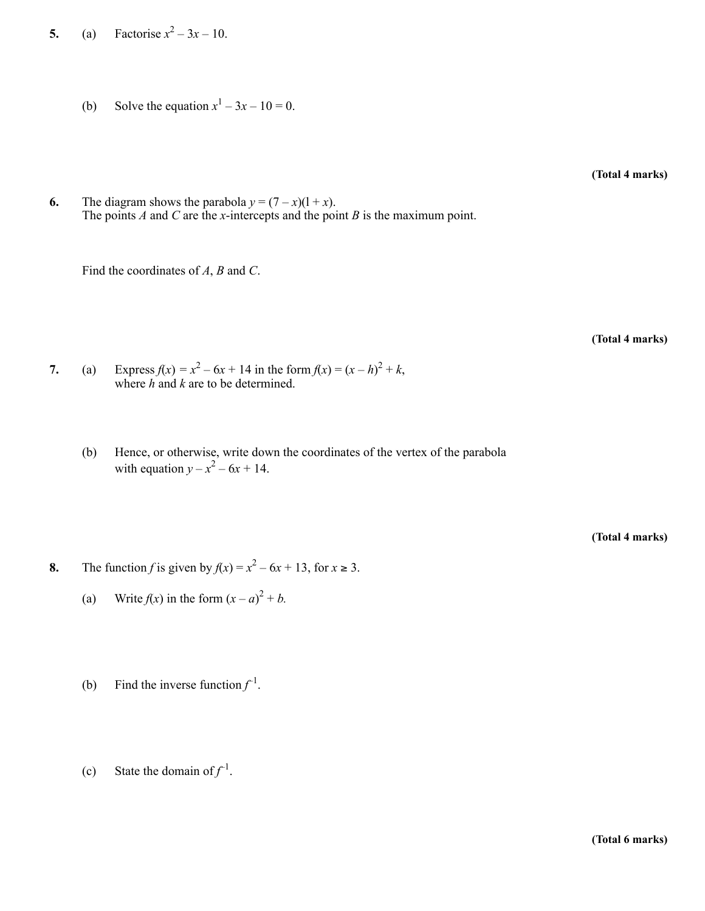5. (a) Factorise $x^2 - 3x - 10$.

(b) Solve the equation $x^1 - 3x - 10 = 0$.

**(Total 4 marks)**

6. The diagram shows the parabola $y = (7 - x)(1 + x)$.
The points $A$ and $C$ are the $x$-intercepts and the point $B$ is the maximum point.

Find the coordinates of $A$, $B$ and $C$.

**(Total 4 marks)**

7. (a) Express $f(x) = x^2 - 6x + 14$ in the form $f(x) = (x - h)^2 + k$, where $h$ and $k$ are to be determined.

(b) Hence, or otherwise, write down the coordinates of the vertex of the parabola with equation $y - x^2 - 6x + 14$.

**(Total 4 marks)**

8. The function $f$ is given by $f(x) = x^2 - 6x + 13$, for $x \geq 3$.

(a) Write $f(x)$ in the form $(x - a)^2 + b$.

(b) Find the inverse function $f^{-1}$.

(c) State the domain of $f^{-1}$.

**(Total 6 marks)**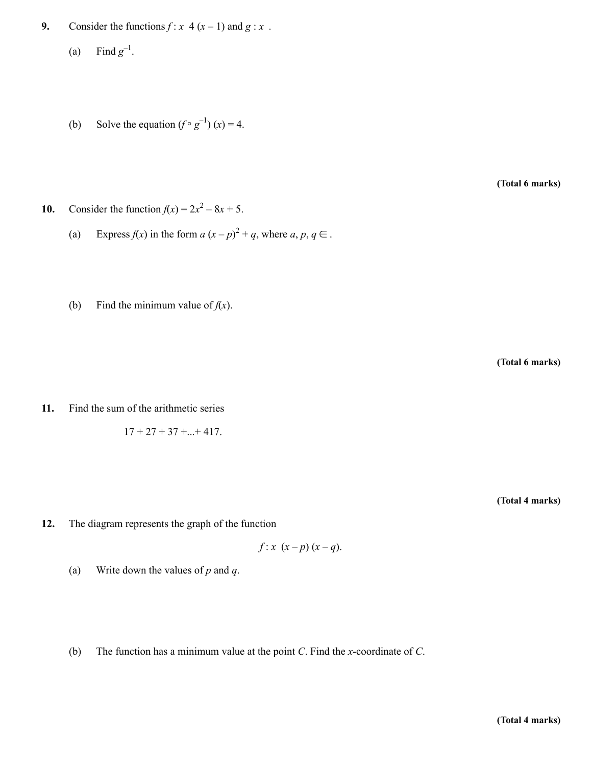**9.** Consider the functions $f : x \; 4 \,(x - 1)$ and $g : x$ .

(a) Find $g^{-1}$.

(b) Solve the equation $(f \circ g^{-1})\,(x) = 4$.

**(Total 6 marks)**

**10.** Consider the function $f(x) = 2x^2 - 8x + 5$.

(a) Express $f(x)$ in the form $a\,(x - p)^2 + q$, where $a, p, q \in$ .

(b) Find the minimum value of $f(x)$.

**(Total 6 marks)**

**11.** Find the sum of the arithmetic series

$$17 + 27 + 37 + ... + 417.$$

**(Total 4 marks)**

**12.** The diagram represents the graph of the function

$$f : x \;\; (x - p)\,(x - q).$$

(a) Write down the values of $p$ and $q$.

(b) The function has a minimum value at the point $C$. Find the $x$-coordinate of $C$.

**(Total 4 marks)**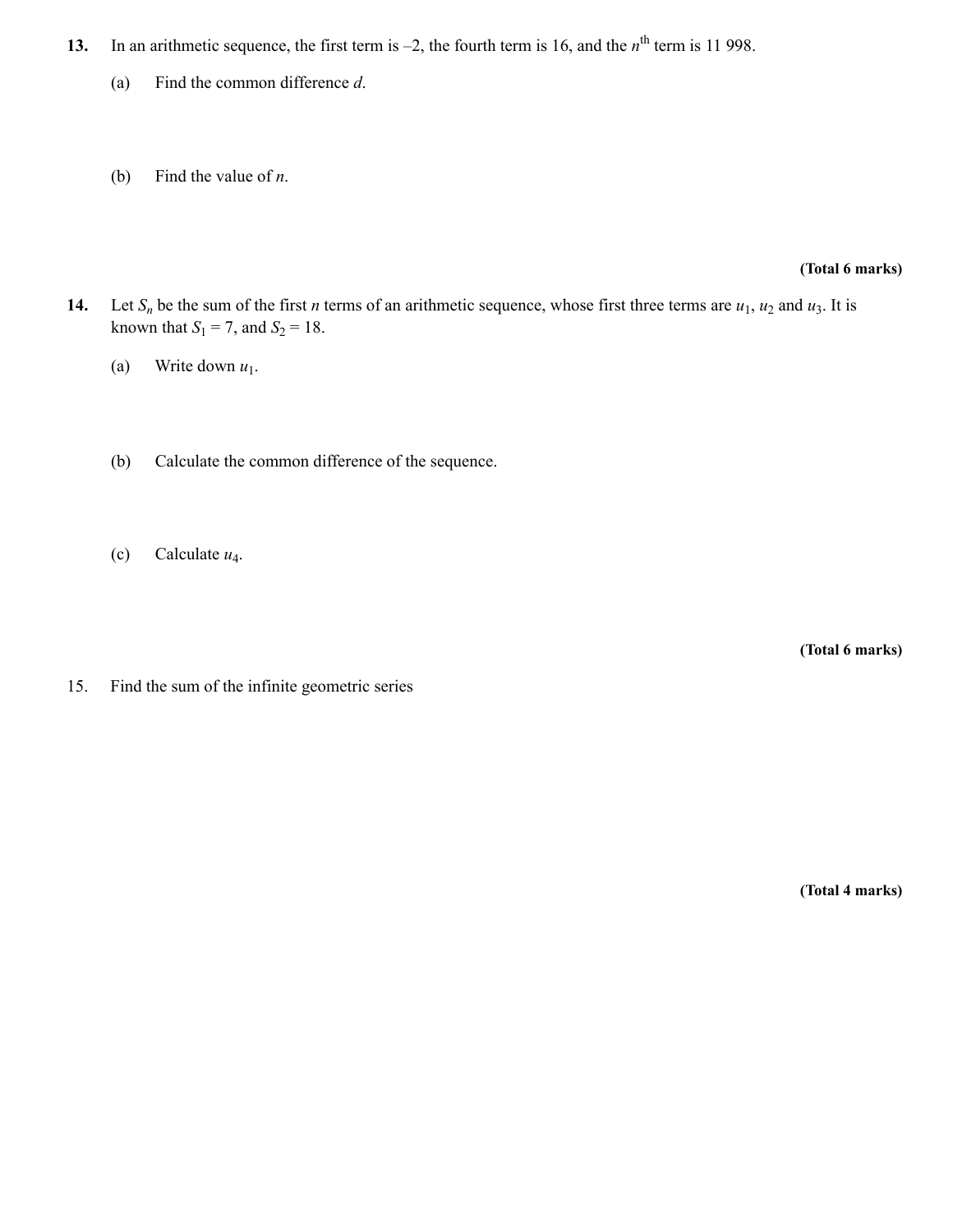**13.** In an arithmetic sequence, the first term is –2, the fourth term is 16, and the $n^{\text{th}}$ term is 11 998.

(a) Find the common difference $d$.

(b) Find the value of $n$.

**(Total 6 marks)**

**14.** Let $S_n$ be the sum of the first $n$ terms of an arithmetic sequence, whose first three terms are $u_1$, $u_2$ and $u_3$. It is known that $S_1 = 7$, and $S_2 = 18$.

(a) Write down $u_1$.

(b) Calculate the common difference of the sequence.

(c) Calculate $u_4$.

**(Total 6 marks)**

15. Find the sum of the infinite geometric series

**(Total 4 marks)**